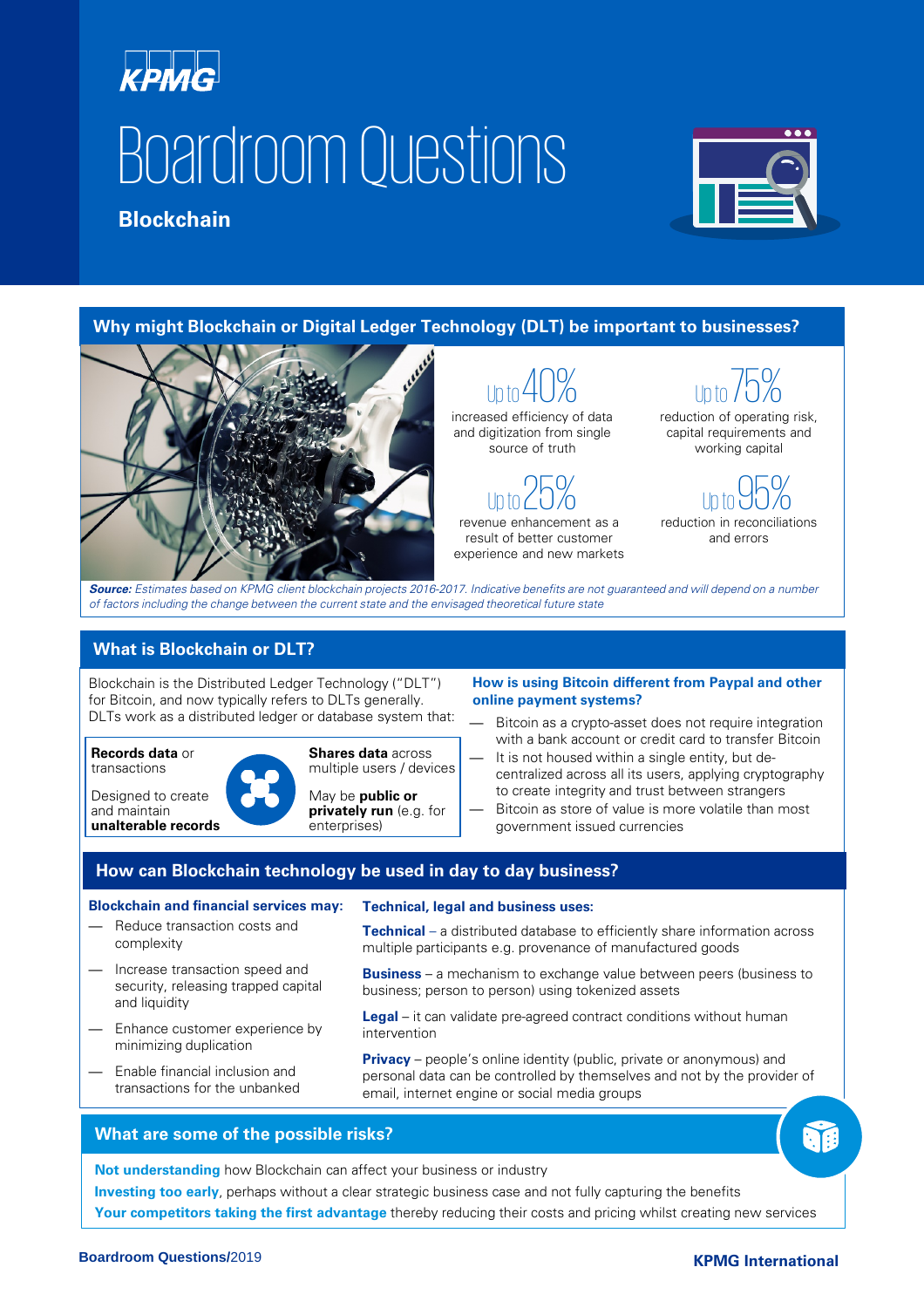# Boardroom Questions

**Blockchain**

## Why might Blockchain or Digital Ledger Technology (DLT) be important to businesses?

**Up to 40%** increased efficiency of data and digitization from single source of truth

**Up to 75%** reduction of operating risk, capital requirements and working capital

**Up to 25%** revenue enhancement as a result of better customer experience and new markets

**Up to 95%** reduction in reconciliations and errors

***Source:*** *Estimates based on KPMG client blockchain projects 2016-2017. Indicative benefits are not guaranteed and will depend on a number of factors including the change between the current state and the envisaged theoretical future state*

## What is Blockchain or DLT?

Blockchain is the Distributed Ledger Technology ("DLT") for Bitcoin, and now typically refers to DLTs generally. DLTs work as a distributed ledger or database system that:

- **Records data** or transactions
- Designed to create and maintain **unalterable records**
- **Shares data** across multiple users / devices
- May be **public or privately run** (e.g. for enterprises)

### How is using Bitcoin different from Paypal and other online payment systems?

- Bitcoin as a crypto-asset does not require integration with a bank account or credit card to transfer Bitcoin
- It is not housed within a single entity, but de-centralized across all its users, applying cryptography to create integrity and trust between strangers
- Bitcoin as store of value is more volatile than most government issued currencies

## How can Blockchain technology be used in day to day business?

### Blockchain and financial services may:

- Reduce transaction costs and complexity
- Increase transaction speed and security, releasing trapped capital and liquidity
- Enhance customer experience by minimizing duplication
- Enable financial inclusion and transactions for the unbanked

### Technical, legal and business uses:

**Technical** – a distributed database to efficiently share information across multiple participants e.g. provenance of manufactured goods

**Business** – a mechanism to exchange value between peers (business to business; person to person) using tokenized assets

**Legal** – it can validate pre-agreed contract conditions without human intervention

**Privacy** – people's online identity (public, private or anonymous) and personal data can be controlled by themselves and not by the provider of email, internet engine or social media groups

## What are some of the possible risks?

**Not understanding** how Blockchain can affect your business or industry

**Investing too early**, perhaps without a clear strategic business case and not fully capturing the benefits

**Your competitors taking the first advantage** thereby reducing their costs and pricing whilst creating new services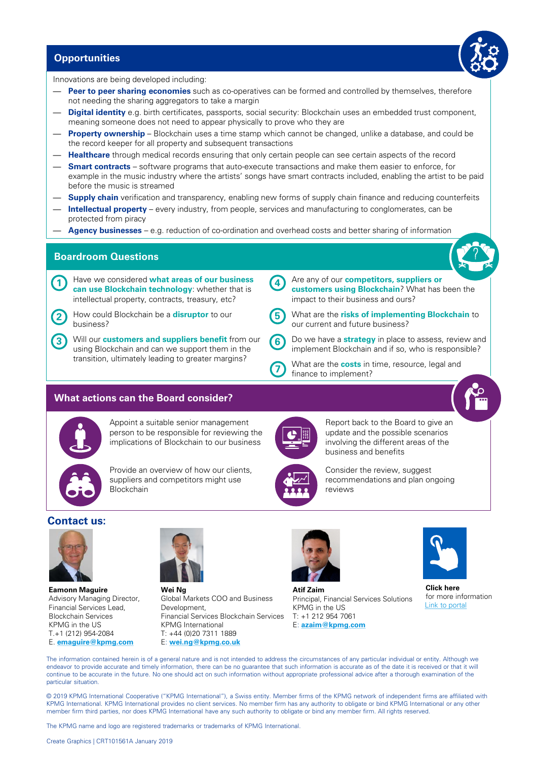## Opportunities

Innovations are being developed including:

- **Peer to peer sharing economies** such as co-operatives can be formed and controlled by themselves, therefore not needing the sharing aggregators to take a margin
- **Digital identity** e.g. birth certificates, passports, social security: Blockchain uses an embedded trust component, meaning someone does not need to appear physically to prove who they are
- **Property ownership** – Blockchain uses a time stamp which cannot be changed, unlike a database, and could be the record keeper for all property and subsequent transactions
- **Healthcare** through medical records ensuring that only certain people can see certain aspects of the record
- **Smart contracts** – software programs that auto-execute transactions and make them easier to enforce, for example in the music industry where the artists' songs have smart contracts included, enabling the artist to be paid before the music is streamed
- **Supply chain** verification and transparency, enabling new forms of supply chain finance and reducing counterfeits
- **Intellectual property** – every industry, from people, services and manufacturing to conglomerates, can be protected from piracy
- **Agency businesses** – e.g. reduction of co-ordination and overhead costs and better sharing of information

## Boardroom Questions

1. Have we considered **what areas of our business can use Blockchain technology**: whether that is intellectual property, contracts, treasury, etc?
2. How could Blockchain be a **disruptor** to our business?
3. Will our **customers and suppliers benefit** from our using Blockchain and can we support them in the transition, ultimately leading to greater margins?
4. Are any of our **competitors, suppliers or customers using Blockchain**? What has been the impact to their business and ours?
5. What are the **risks of implementing Blockchain** to our current and future business?
6. Do we have a **strategy** in place to assess, review and implement Blockchain and if so, who is responsible?
7. What are the **costs** in time, resource, legal and finance to implement?

## What actions can the Board consider?

- Appoint a suitable senior management person to be responsible for reviewing the implications of Blockchain to our business
- Provide an overview of how our clients, suppliers and competitors might use Blockchain
- Report back to the Board to give an update and the possible scenarios involving the different areas of the business and benefits
- Consider the review, suggest recommendations and plan ongoing reviews

## Contact us:

**Eamonn Maguire**
Advisory Managing Director,
Financial Services Lead,
Blockchain Services
KPMG in the US
T.+1 (212) 954-2084
E. **emaguire@kpmg.com**

**Wei Ng**
Global Markets COO and Business Development,
Financial Services Blockchain Services
KPMG International
T: +44 (0)20 7311 1889
E: **wei.ng@kpmg.co.uk**

**Atif Zaim**
Principal, Financial Services Solutions
KPMG in the US
T: +1 212 954 7061
E: **azaim@kpmg.com**

**Click here**
for more information
Link to portal

The information contained herein is of a general nature and is not intended to address the circumstances of any particular individual or entity. Although we endeavor to provide accurate and timely information, there can be no guarantee that such information is accurate as of the date it is received or that it will continue to be accurate in the future. No one should act on such information without appropriate professional advice after a thorough examination of the particular situation.

© 2019 KPMG International Cooperative ("KPMG International"), a Swiss entity. Member firms of the KPMG network of independent firms are affiliated with KPMG International. KPMG International provides no client services. No member firm has any authority to obligate or bind KPMG International or any other member firm third parties, nor does KPMG International have any such authority to obligate or bind any member firm. All rights reserved.

The KPMG name and logo are registered trademarks or trademarks of KPMG International.

Create Graphics | CRT101561A January 2019